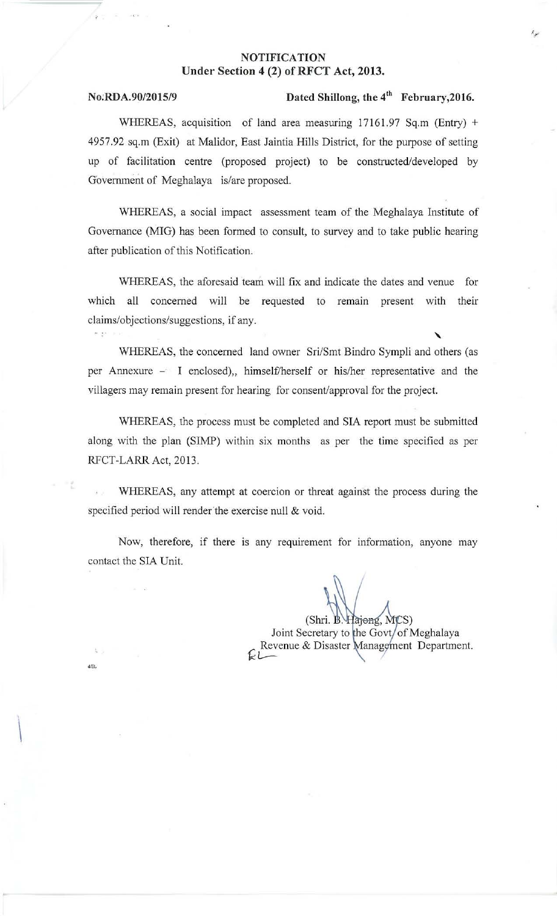**NOTIFICATION**
**Under Section 4 (2) of RFCT Act, 2013.**

**No.RDA.90/2015/9** **Dated Shillong, the 4th February,2016.**

WHEREAS, acquisition of land area measuring 17161.97 Sq.m (Entry) + 4957.92 sq.m (Exit) at Malidor, East Jaintia Hills District, for the purpose of setting up of facilitation centre (proposed project) to be constructed/developed by Government of Meghalaya is/are proposed.

WHEREAS, a social impact assessment team of the Meghalaya Institute of Governance (MIG) has been formed to consult, to survey and to take public hearing after publication of this Notification.

WHEREAS, the aforesaid team will fix and indicate the dates and venue for which all concerned will be requested to remain present with their claims/objections/suggestions, if any.

WHEREAS, the concerned land owner Sri/Smt Bindro Sympli and others (as per Annexure – I enclosed),, himself/herself or his/her representative and the villagers may remain present for hearing for consent/approval for the project.

WHEREAS, the process must be completed and SIA report must be submitted along with the plan (SIMP) within six months as per the time specified as per RFCT-LARR Act, 2013.

WHEREAS, any attempt at coercion or threat against the process during the specified period will render the exercise null & void.

Now, therefore, if there is any requirement for information, anyone may contact the SIA Unit.

(Shri. B. Hajong, MCS)
Joint Secretary to the Govt of Meghalaya
Revenue & Disaster Management Department.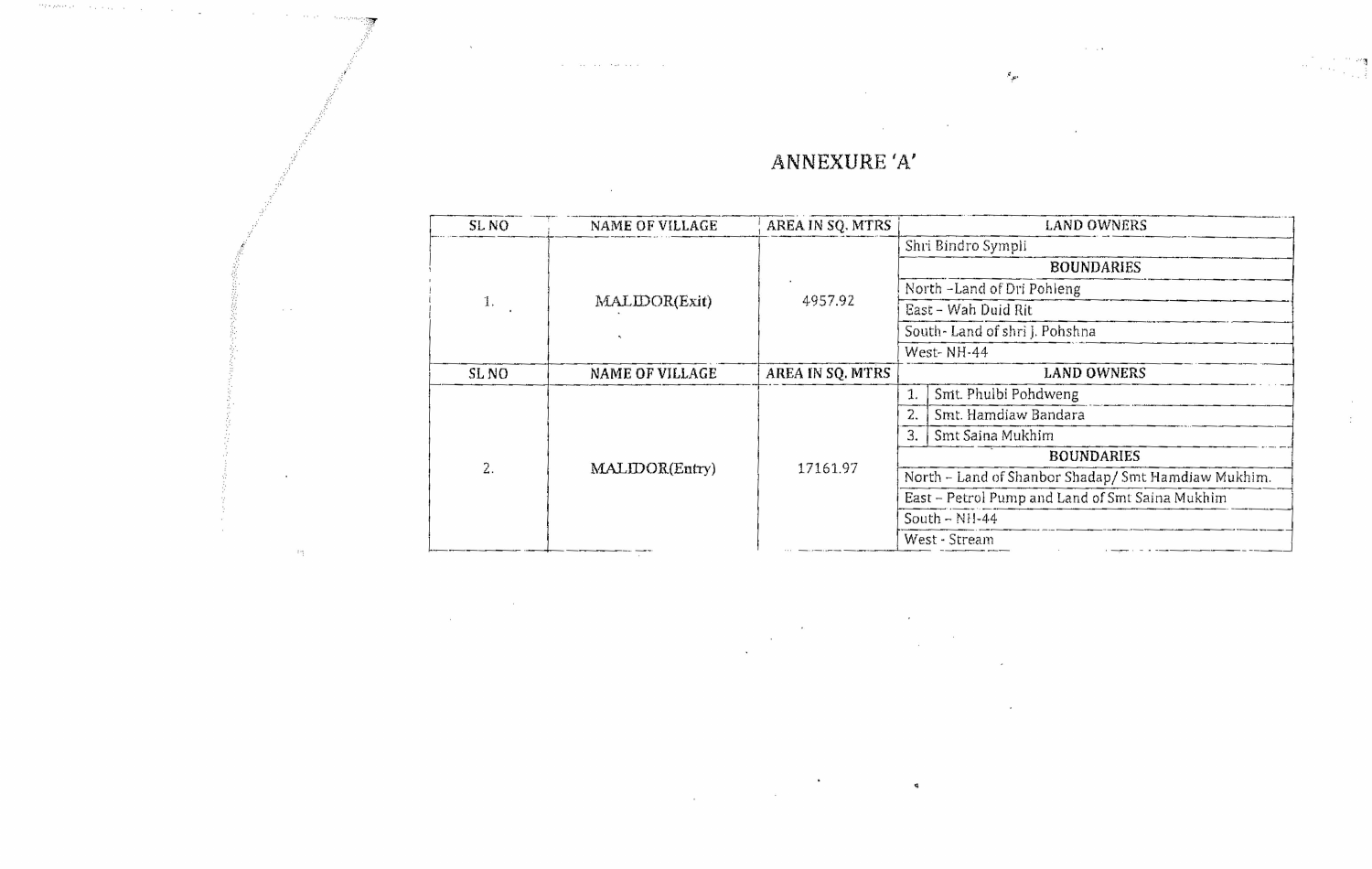# ANNEXURE 'A'

| SL NO | NAME OF VILLAGE | AREA IN SQ. MTRS | LAND OWNERS |
|---|---|---|---|
| 1. | MALIDOR(Exit) | 4957.92 | Shri Bindro Sympli |
| | | | **BOUNDARIES** |
| | | | North -Land of Dri Pohleng |
| | | | East – Wah Duid Rit |
| | | | South- Land of shri J. Pohshna |
| | | | West- NH-44 |
| **SL NO** | **NAME OF VILLAGE** | **AREA IN SQ. MTRS** | **LAND OWNERS** |
| 2. | MALIDOR(Entry) | 17161.97 | 1. Smt. Phulbi Pohdweng |
| | | | 2. Smt. Hamdiaw Bandara |
| | | | 3. Smt Saina Mukhim |
| | | | **BOUNDARIES** |
| | | | North – Land of Shanbor Shadap/ Smt Hamdiaw Mukhim. |
| | | | East – Petrol Pump and Land of Smt Saina Mukhim |
| | | | South – NH-44 |
| | | | West - Stream |